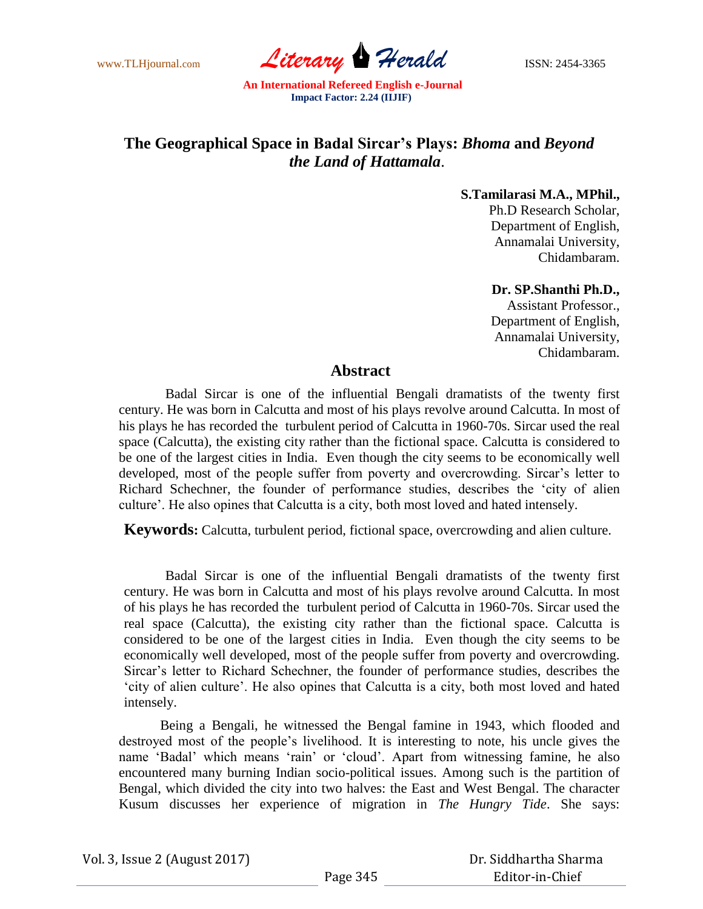# The Geographical Space in Badal Sircar's Plays: *Bhoma* and *Beyond the Land of Hattamala*.

**S.Tamilarasi M.A., MPhil.,**
Ph.D Research Scholar,
Department of English,
Annamalai University,
Chidambaram.

**Dr. SP.Shanthi Ph.D.,**
Assistant Professor.,
Department of English,
Annamalai University,
Chidambaram.

## Abstract

Badal Sircar is one of the influential Bengali dramatists of the twenty first century. He was born in Calcutta and most of his plays revolve around Calcutta. In most of his plays he has recorded the turbulent period of Calcutta in 1960-70s. Sircar used the real space (Calcutta), the existing city rather than the fictional space. Calcutta is considered to be one of the largest cities in India. Even though the city seems to be economically well developed, most of the people suffer from poverty and overcrowding. Sircar's letter to Richard Schechner, the founder of performance studies, describes the 'city of alien culture'. He also opines that Calcutta is a city, both most loved and hated intensely.

**Keywords:** Calcutta, turbulent period, fictional space, overcrowding and alien culture.

Badal Sircar is one of the influential Bengali dramatists of the twenty first century. He was born in Calcutta and most of his plays revolve around Calcutta. In most of his plays he has recorded the turbulent period of Calcutta in 1960-70s. Sircar used the real space (Calcutta), the existing city rather than the fictional space. Calcutta is considered to be one of the largest cities in India. Even though the city seems to be economically well developed, most of the people suffer from poverty and overcrowding. Sircar's letter to Richard Schechner, the founder of performance studies, describes the 'city of alien culture'. He also opines that Calcutta is a city, both most loved and hated intensely.

Being a Bengali, he witnessed the Bengal famine in 1943, which flooded and destroyed most of the people's livelihood. It is interesting to note, his uncle gives the name 'Badal' which means 'rain' or 'cloud'. Apart from witnessing famine, he also encountered many burning Indian socio-political issues. Among such is the partition of Bengal, which divided the city into two halves: the East and West Bengal. The character Kusum discusses her experience of migration in *The Hungry Tide*. She says: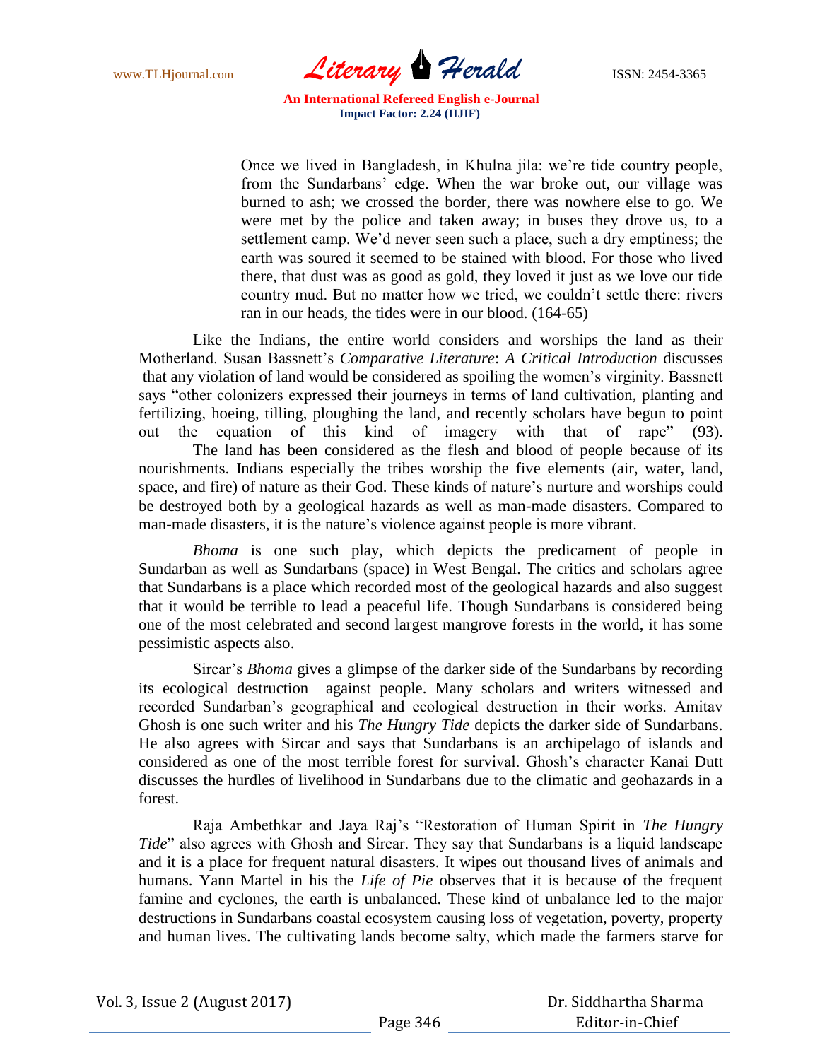> Once we lived in Bangladesh, in Khulna jila: we're tide country people, from the Sundarbans' edge. When the war broke out, our village was burned to ash; we crossed the border, there was nowhere else to go. We were met by the police and taken away; in buses they drove us, to a settlement camp. We'd never seen such a place, such a dry emptiness; the earth was soured it seemed to be stained with blood. For those who lived there, that dust was as good as gold, they loved it just as we love our tide country mud. But no matter how we tried, we couldn't settle there: rivers ran in our heads, the tides were in our blood. (164-65)

Like the Indians, the entire world considers and worships the land as their Motherland. Susan Bassnett's *Comparative Literature*: *A Critical Introduction* discusses that any violation of land would be considered as spoiling the women's virginity. Bassnett says "other colonizers expressed their journeys in terms of land cultivation, planting and fertilizing, hoeing, tilling, ploughing the land, and recently scholars have begun to point out the equation of this kind of imagery with that of rape" (93).

The land has been considered as the flesh and blood of people because of its nourishments. Indians especially the tribes worship the five elements (air, water, land, space, and fire) of nature as their God. These kinds of nature's nurture and worships could be destroyed both by a geological hazards as well as man-made disasters. Compared to man-made disasters, it is the nature's violence against people is more vibrant.

*Bhoma* is one such play, which depicts the predicament of people in Sundarban as well as Sundarbans (space) in West Bengal. The critics and scholars agree that Sundarbans is a place which recorded most of the geological hazards and also suggest that it would be terrible to lead a peaceful life. Though Sundarbans is considered being one of the most celebrated and second largest mangrove forests in the world, it has some pessimistic aspects also.

Sircar's *Bhoma* gives a glimpse of the darker side of the Sundarbans by recording its ecological destruction against people. Many scholars and writers witnessed and recorded Sundarban's geographical and ecological destruction in their works. Amitav Ghosh is one such writer and his *The Hungry Tide* depicts the darker side of Sundarbans. He also agrees with Sircar and says that Sundarbans is an archipelago of islands and considered as one of the most terrible forest for survival. Ghosh's character Kanai Dutt discusses the hurdles of livelihood in Sundarbans due to the climatic and geohazards in a forest.

Raja Ambethkar and Jaya Raj's "Restoration of Human Spirit in *The Hungry Tide*" also agrees with Ghosh and Sircar. They say that Sundarbans is a liquid landscape and it is a place for frequent natural disasters. It wipes out thousand lives of animals and humans. Yann Martel in his the *Life of Pie* observes that it is because of the frequent famine and cyclones, the earth is unbalanced. These kind of unbalance led to the major destructions in Sundarbans coastal ecosystem causing loss of vegetation, poverty, property and human lives. The cultivating lands become salty, which made the farmers starve for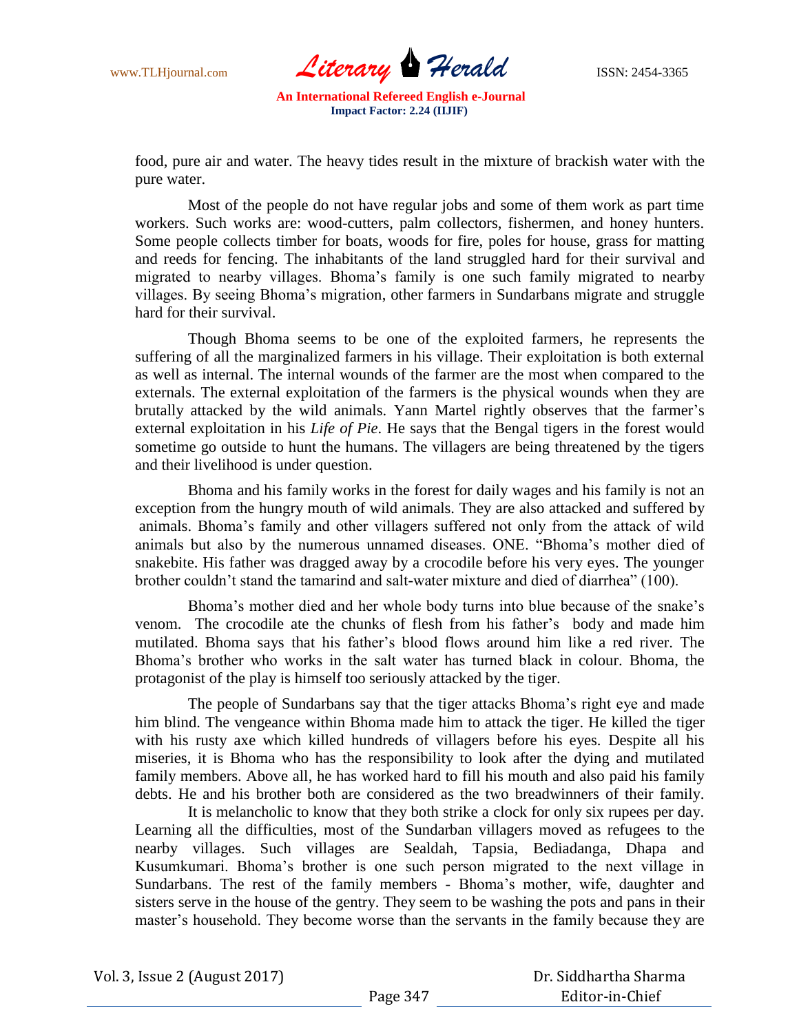food, pure air and water. The heavy tides result in the mixture of brackish water with the pure water.

Most of the people do not have regular jobs and some of them work as part time workers. Such works are: wood-cutters, palm collectors, fishermen, and honey hunters. Some people collects timber for boats, woods for fire, poles for house, grass for matting and reeds for fencing. The inhabitants of the land struggled hard for their survival and migrated to nearby villages. Bhoma's family is one such family migrated to nearby villages. By seeing Bhoma's migration, other farmers in Sundarbans migrate and struggle hard for their survival.

Though Bhoma seems to be one of the exploited farmers, he represents the suffering of all the marginalized farmers in his village. Their exploitation is both external as well as internal. The internal wounds of the farmer are the most when compared to the externals. The external exploitation of the farmers is the physical wounds when they are brutally attacked by the wild animals. Yann Martel rightly observes that the farmer's external exploitation in his *Life of Pie*. He says that the Bengal tigers in the forest would sometime go outside to hunt the humans. The villagers are being threatened by the tigers and their livelihood is under question.

Bhoma and his family works in the forest for daily wages and his family is not an exception from the hungry mouth of wild animals. They are also attacked and suffered by animals. Bhoma's family and other villagers suffered not only from the attack of wild animals but also by the numerous unnamed diseases. ONE. "Bhoma's mother died of snakebite. His father was dragged away by a crocodile before his very eyes. The younger brother couldn't stand the tamarind and salt-water mixture and died of diarrhea" (100).

Bhoma's mother died and her whole body turns into blue because of the snake's venom. The crocodile ate the chunks of flesh from his father's body and made him mutilated. Bhoma says that his father's blood flows around him like a red river. The Bhoma's brother who works in the salt water has turned black in colour. Bhoma, the protagonist of the play is himself too seriously attacked by the tiger.

The people of Sundarbans say that the tiger attacks Bhoma's right eye and made him blind. The vengeance within Bhoma made him to attack the tiger. He killed the tiger with his rusty axe which killed hundreds of villagers before his eyes. Despite all his miseries, it is Bhoma who has the responsibility to look after the dying and mutilated family members. Above all, he has worked hard to fill his mouth and also paid his family debts. He and his brother both are considered as the two breadwinners of their family.

It is melancholic to know that they both strike a clock for only six rupees per day. Learning all the difficulties, most of the Sundarban villagers moved as refugees to the nearby villages. Such villages are Sealdah, Tapsia, Bediadanga, Dhapa and Kusumkumari. Bhoma's brother is one such person migrated to the next village in Sundarbans. The rest of the family members - Bhoma's mother, wife, daughter and sisters serve in the house of the gentry. They seem to be washing the pots and pans in their master's household. They become worse than the servants in the family because they are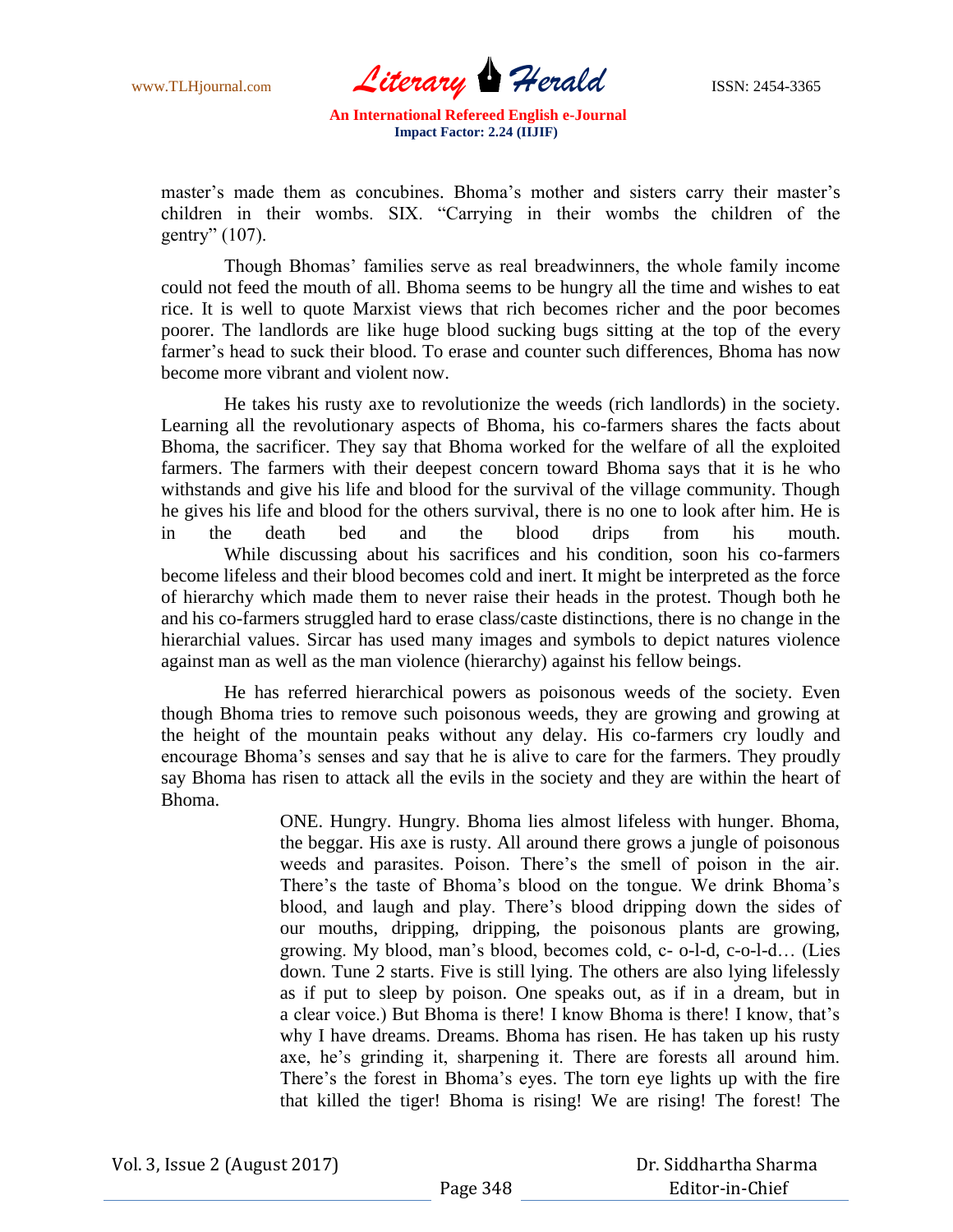master's made them as concubines. Bhoma's mother and sisters carry their master's children in their wombs. SIX. "Carrying in their wombs the children of the gentry" (107).

Though Bhomas' families serve as real breadwinners, the whole family income could not feed the mouth of all. Bhoma seems to be hungry all the time and wishes to eat rice. It is well to quote Marxist views that rich becomes richer and the poor becomes poorer. The landlords are like huge blood sucking bugs sitting at the top of the every farmer's head to suck their blood. To erase and counter such differences, Bhoma has now become more vibrant and violent now.

He takes his rusty axe to revolutionize the weeds (rich landlords) in the society. Learning all the revolutionary aspects of Bhoma, his co-farmers shares the facts about Bhoma, the sacrificer. They say that Bhoma worked for the welfare of all the exploited farmers. The farmers with their deepest concern toward Bhoma says that it is he who withstands and give his life and blood for the survival of the village community. Though he gives his life and blood for the others survival, there is no one to look after him. He is in the death bed and the blood drips from his mouth.

While discussing about his sacrifices and his condition, soon his co-farmers become lifeless and their blood becomes cold and inert. It might be interpreted as the force of hierarchy which made them to never raise their heads in the protest. Though both he and his co-farmers struggled hard to erase class/caste distinctions, there is no change in the hierarchial values. Sircar has used many images and symbols to depict natures violence against man as well as the man violence (hierarchy) against his fellow beings.

He has referred hierarchical powers as poisonous weeds of the society. Even though Bhoma tries to remove such poisonous weeds, they are growing and growing at the height of the mountain peaks without any delay. His co-farmers cry loudly and encourage Bhoma's senses and say that he is alive to care for the farmers. They proudly say Bhoma has risen to attack all the evils in the society and they are within the heart of Bhoma.

> ONE. Hungry. Hungry. Bhoma lies almost lifeless with hunger. Bhoma, the beggar. His axe is rusty. All around there grows a jungle of poisonous weeds and parasites. Poison. There's the smell of poison in the air. There's the taste of Bhoma's blood on the tongue. We drink Bhoma's blood, and laugh and play. There's blood dripping down the sides of our mouths, dripping, dripping, the poisonous plants are growing, growing. My blood, man's blood, becomes cold, c- o-l-d, c-o-l-d… (Lies down. Tune 2 starts. Five is still lying. The others are also lying lifelessly as if put to sleep by poison. One speaks out, as if in a dream, but in a clear voice.) But Bhoma is there! I know Bhoma is there! I know, that's why I have dreams. Dreams. Bhoma has risen. He has taken up his rusty axe, he's grinding it, sharpening it. There are forests all around him. There's the forest in Bhoma's eyes. The torn eye lights up with the fire that killed the tiger! Bhoma is rising! We are rising! The forest! The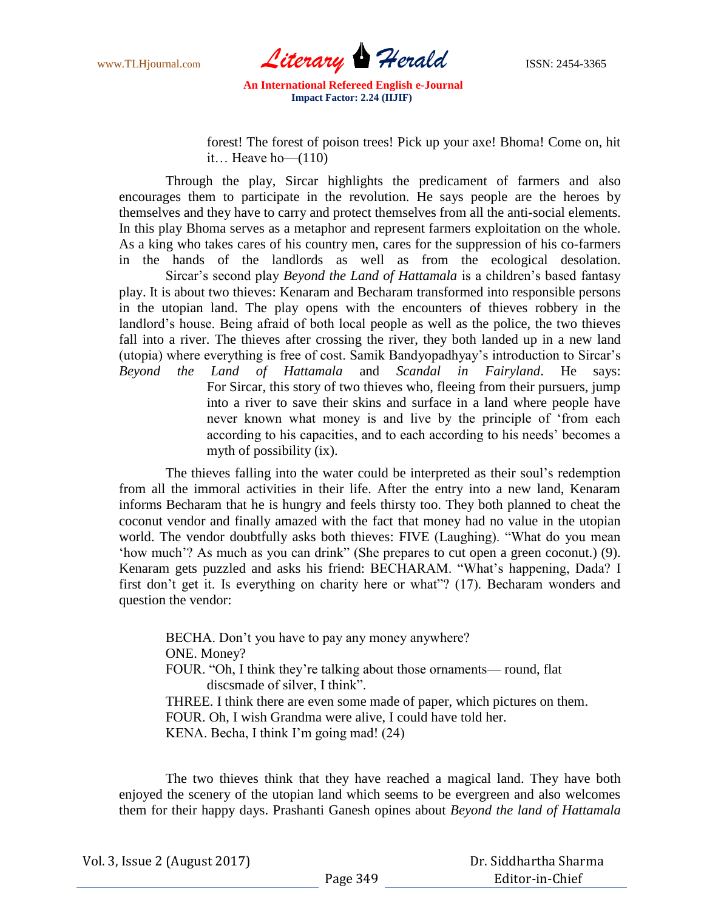> forest! The forest of poison trees! Pick up your axe! Bhoma! Come on, hit it… Heave ho—(110)

Through the play, Sircar highlights the predicament of farmers and also encourages them to participate in the revolution. He says people are the heroes by themselves and they have to carry and protect themselves from all the anti-social elements. In this play Bhoma serves as a metaphor and represent farmers exploitation on the whole. As a king who takes cares of his country men, cares for the suppression of his co-farmers in the hands of the landlords as well as from the ecological desolation.

Sircar's second play *Beyond the Land of Hattamala* is a children's based fantasy play. It is about two thieves: Kenaram and Becharam transformed into responsible persons in the utopian land. The play opens with the encounters of thieves robbery in the landlord's house. Being afraid of both local people as well as the police, the two thieves fall into a river. The thieves after crossing the river, they both landed up in a new land (utopia) where everything is free of cost. Samik Bandyopadhyay's introduction to Sircar's *Beyond the Land of Hattamala* and *Scandal in Fairyland*. He says:

> For Sircar, this story of two thieves who, fleeing from their pursuers, jump into a river to save their skins and surface in a land where people have never known what money is and live by the principle of 'from each according to his capacities, and to each according to his needs' becomes a myth of possibility (ix).

The thieves falling into the water could be interpreted as their soul's redemption from all the immoral activities in their life. After the entry into a new land, Kenaram informs Becharam that he is hungry and feels thirsty too. They both planned to cheat the coconut vendor and finally amazed with the fact that money had no value in the utopian world. The vendor doubtfully asks both thieves: FIVE (Laughing). "What do you mean 'how much'? As much as you can drink" (She prepares to cut open a green coconut.) (9). Kenaram gets puzzled and asks his friend: BECHARAM. "What's happening, Dada? I first don't get it. Is everything on charity here or what"? (17). Becharam wonders and question the vendor:

> BECHA. Don't you have to pay any money anywhere?
> ONE. Money?
> FOUR. "Oh, I think they're talking about those ornaments— round, flat discsmade of silver, I think".
> THREE. I think there are even some made of paper, which pictures on them.
> FOUR. Oh, I wish Grandma were alive, I could have told her.
> KENA. Becha, I think I'm going mad! (24)

The two thieves think that they have reached a magical land. They have both enjoyed the scenery of the utopian land which seems to be evergreen and also welcomes them for their happy days. Prashanti Ganesh opines about *Beyond the land of Hattamala*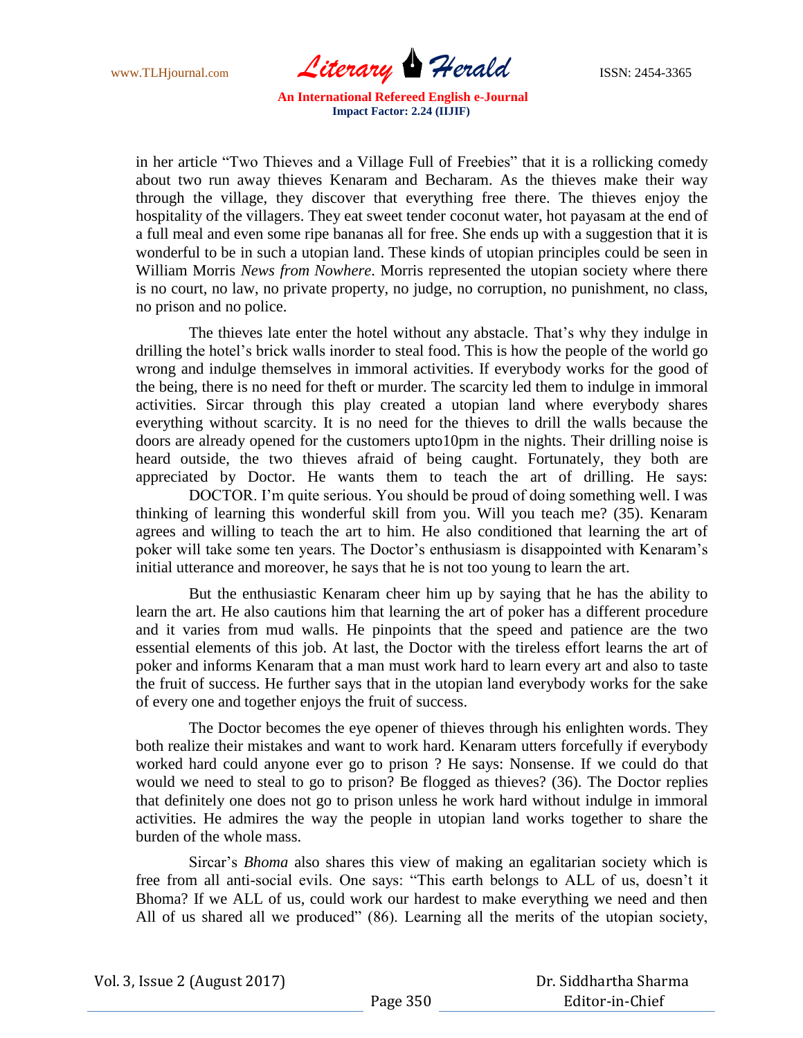in her article "Two Thieves and a Village Full of Freebies" that it is a rollicking comedy about two run away thieves Kenaram and Becharam. As the thieves make their way through the village, they discover that everything free there. The thieves enjoy the hospitality of the villagers. They eat sweet tender coconut water, hot payasam at the end of a full meal and even some ripe bananas all for free. She ends up with a suggestion that it is wonderful to be in such a utopian land. These kinds of utopian principles could be seen in William Morris *News from Nowhere*. Morris represented the utopian society where there is no court, no law, no private property, no judge, no corruption, no punishment, no class, no prison and no police.

The thieves late enter the hotel without any abstacle. That's why they indulge in drilling the hotel's brick walls inorder to steal food. This is how the people of the world go wrong and indulge themselves in immoral activities. If everybody works for the good of the being, there is no need for theft or murder. The scarcity led them to indulge in immoral activities. Sircar through this play created a utopian land where everybody shares everything without scarcity. It is no need for the thieves to drill the walls because the doors are already opened for the customers upto10pm in the nights. Their drilling noise is heard outside, the two thieves afraid of being caught. Fortunately, they both are appreciated by Doctor. He wants them to teach the art of drilling. He says:

DOCTOR. I'm quite serious. You should be proud of doing something well. I was thinking of learning this wonderful skill from you. Will you teach me? (35). Kenaram agrees and willing to teach the art to him. He also conditioned that learning the art of poker will take some ten years. The Doctor's enthusiasm is disappointed with Kenaram's initial utterance and moreover, he says that he is not too young to learn the art.

But the enthusiastic Kenaram cheer him up by saying that he has the ability to learn the art. He also cautions him that learning the art of poker has a different procedure and it varies from mud walls. He pinpoints that the speed and patience are the two essential elements of this job. At last, the Doctor with the tireless effort learns the art of poker and informs Kenaram that a man must work hard to learn every art and also to taste the fruit of success. He further says that in the utopian land everybody works for the sake of every one and together enjoys the fruit of success.

The Doctor becomes the eye opener of thieves through his enlighten words. They both realize their mistakes and want to work hard. Kenaram utters forcefully if everybody worked hard could anyone ever go to prison ? He says: Nonsense. If we could do that would we need to steal to go to prison? Be flogged as thieves? (36). The Doctor replies that definitely one does not go to prison unless he work hard without indulge in immoral activities. He admires the way the people in utopian land works together to share the burden of the whole mass.

Sircar's *Bhoma* also shares this view of making an egalitarian society which is free from all anti-social evils. One says: "This earth belongs to ALL of us, doesn't it Bhoma? If we ALL of us, could work our hardest to make everything we need and then All of us shared all we produced" (86). Learning all the merits of the utopian society,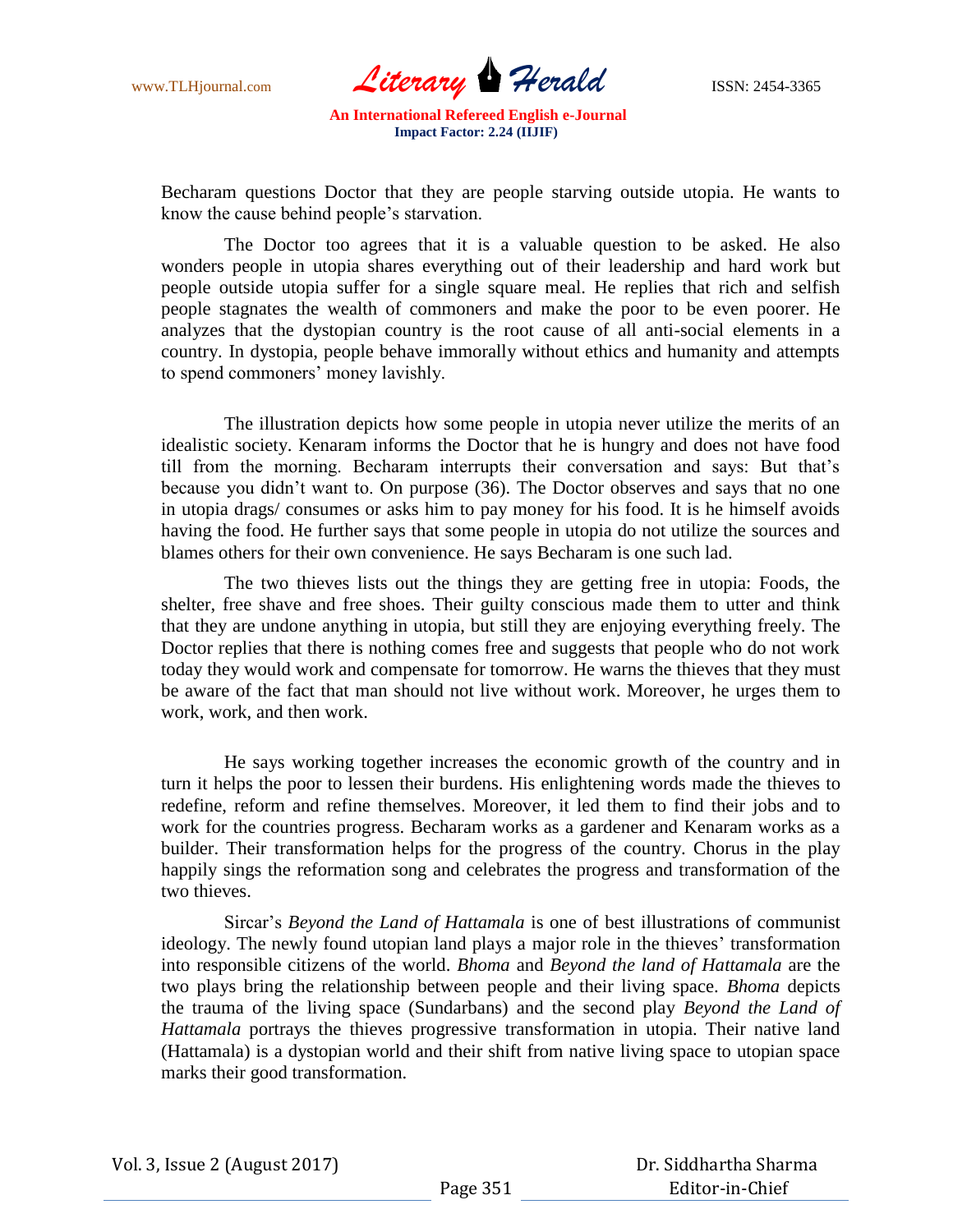Becharam questions Doctor that they are people starving outside utopia. He wants to know the cause behind people's starvation.

The Doctor too agrees that it is a valuable question to be asked. He also wonders people in utopia shares everything out of their leadership and hard work but people outside utopia suffer for a single square meal. He replies that rich and selfish people stagnates the wealth of commoners and make the poor to be even poorer. He analyzes that the dystopian country is the root cause of all anti-social elements in a country. In dystopia, people behave immorally without ethics and humanity and attempts to spend commoners' money lavishly.

The illustration depicts how some people in utopia never utilize the merits of an idealistic society. Kenaram informs the Doctor that he is hungry and does not have food till from the morning. Becharam interrupts their conversation and says: But that's because you didn't want to. On purpose (36). The Doctor observes and says that no one in utopia drags/ consumes or asks him to pay money for his food. It is he himself avoids having the food. He further says that some people in utopia do not utilize the sources and blames others for their own convenience. He says Becharam is one such lad.

The two thieves lists out the things they are getting free in utopia: Foods, the shelter, free shave and free shoes. Their guilty conscious made them to utter and think that they are undone anything in utopia, but still they are enjoying everything freely. The Doctor replies that there is nothing comes free and suggests that people who do not work today they would work and compensate for tomorrow. He warns the thieves that they must be aware of the fact that man should not live without work. Moreover, he urges them to work, work, and then work.

He says working together increases the economic growth of the country and in turn it helps the poor to lessen their burdens. His enlightening words made the thieves to redefine, reform and refine themselves. Moreover, it led them to find their jobs and to work for the countries progress. Becharam works as a gardener and Kenaram works as a builder. Their transformation helps for the progress of the country. Chorus in the play happily sings the reformation song and celebrates the progress and transformation of the two thieves.

Sircar's *Beyond the Land of Hattamala* is one of best illustrations of communist ideology. The newly found utopian land plays a major role in the thieves' transformation into responsible citizens of the world. *Bhoma* and *Beyond the land of Hattamala* are the two plays bring the relationship between people and their living space. *Bhoma* depicts the trauma of the living space (Sundarbans) and the second play *Beyond the Land of Hattamala* portrays the thieves progressive transformation in utopia. Their native land (Hattamala) is a dystopian world and their shift from native living space to utopian space marks their good transformation.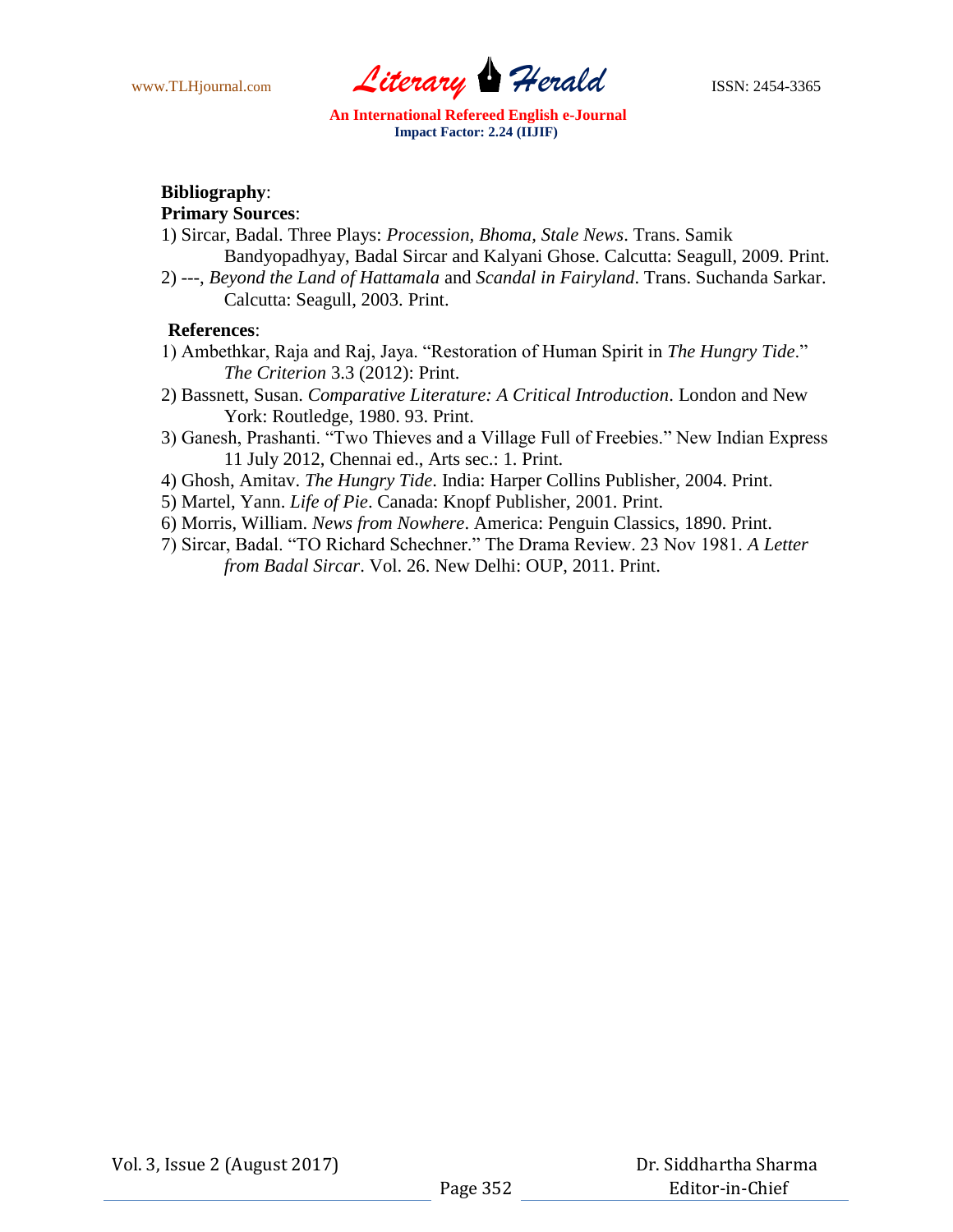**Bibliography**:

**Primary Sources**:

1) Sircar, Badal. Three Plays: *Procession*, *Bhoma*, *Stale News*. Trans. Samik Bandyopadhyay, Badal Sircar and Kalyani Ghose. Calcutta: Seagull, 2009. Print.
2) ---, *Beyond the Land of Hattamala* and *Scandal in Fairyland*. Trans. Suchanda Sarkar. Calcutta: Seagull, 2003. Print.

**References**:

1) Ambethkar, Raja and Raj, Jaya. "Restoration of Human Spirit in *The Hungry Tide*." *The Criterion* 3.3 (2012): Print.
2) Bassnett, Susan. *Comparative Literature: A Critical Introduction*. London and New York: Routledge, 1980. 93. Print.
3) Ganesh, Prashanti. "Two Thieves and a Village Full of Freebies." New Indian Express 11 July 2012, Chennai ed., Arts sec.: 1. Print.
4) Ghosh, Amitav. *The Hungry Tide*. India: Harper Collins Publisher, 2004. Print.
5) Martel, Yann. *Life of Pie*. Canada: Knopf Publisher, 2001. Print.
6) Morris, William. *News from Nowhere*. America: Penguin Classics, 1890. Print.
7) Sircar, Badal. "TO Richard Schechner." The Drama Review. 23 Nov 1981. *A Letter from Badal Sircar*. Vol. 26. New Delhi: OUP, 2011. Print.